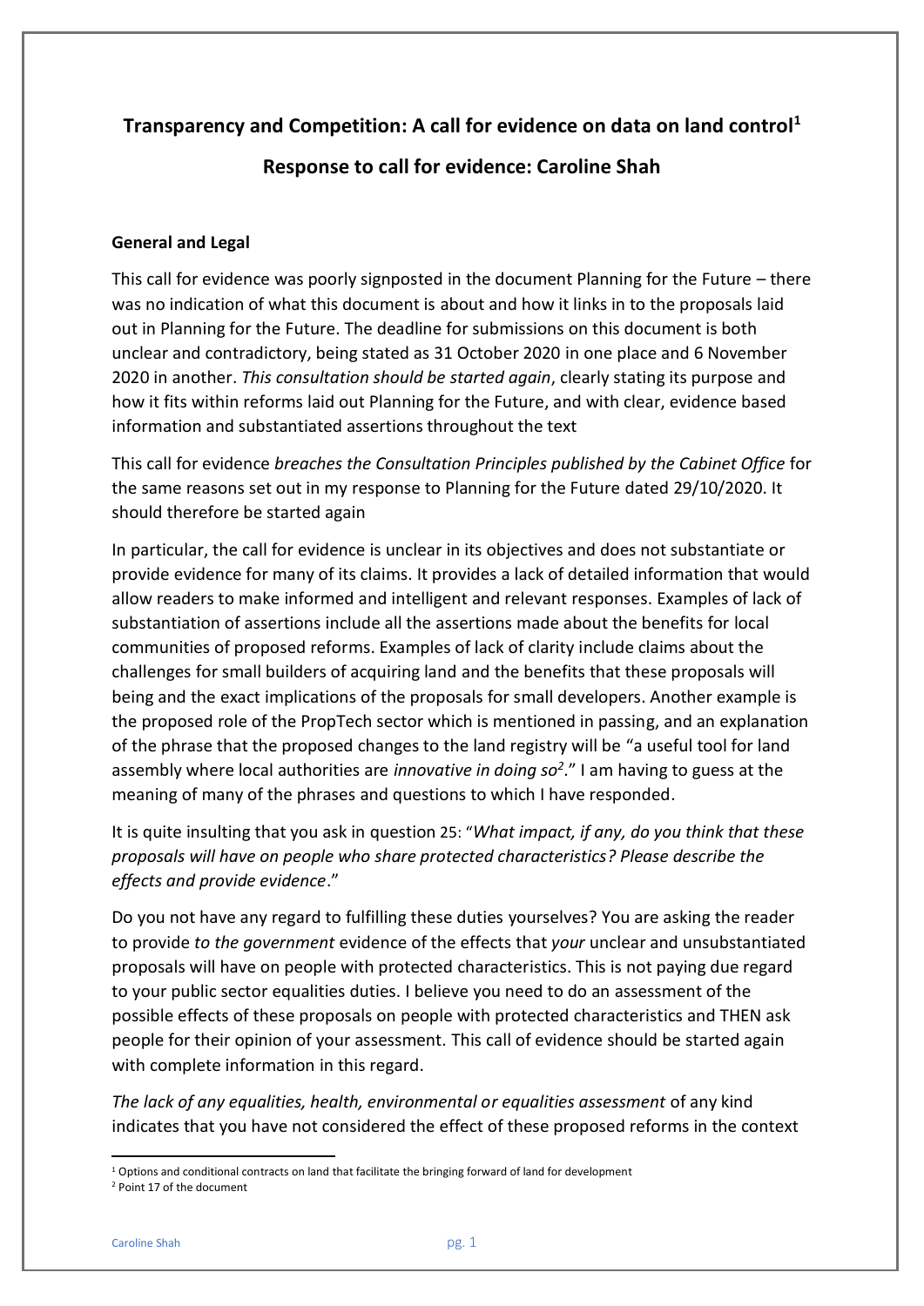# Transparency and Competition: A call for evidence on data on land control[1]

## Response to call for evidence: Caroline Shah

**General and Legal**

This call for evidence was poorly signposted in the document Planning for the Future – there was no indication of what this document is about and how it links in to the proposals laid out in Planning for the Future. The deadline for submissions on this document is both unclear and contradictory, being stated as 31 October 2020 in one place and 6 November 2020 in another. *This consultation should be started again*, clearly stating its purpose and how it fits within reforms laid out Planning for the Future, and with clear, evidence based information and substantiated assertions throughout the text

This call for evidence *breaches the Consultation Principles published by the Cabinet Office* for the same reasons set out in my response to Planning for the Future dated 29/10/2020. It should therefore be started again

In particular, the call for evidence is unclear in its objectives and does not substantiate or provide evidence for many of its claims. It provides a lack of detailed information that would allow readers to make informed and intelligent and relevant responses. Examples of lack of substantiation of assertions include all the assertions made about the benefits for local communities of proposed reforms. Examples of lack of clarity include claims about the challenges for small builders of acquiring land and the benefits that these proposals will being and the exact implications of the proposals for small developers. Another example is the proposed role of the PropTech sector which is mentioned in passing, and an explanation of the phrase that the proposed changes to the land registry will be "a useful tool for land assembly where local authorities are *innovative in doing so*[2]." I am having to guess at the meaning of many of the phrases and questions to which I have responded.

It is quite insulting that you ask in question 25: "*What impact, if any, do you think that these proposals will have on people who share protected characteristics? Please describe the effects and provide evidence*."

Do you not have any regard to fulfilling these duties yourselves? You are asking the reader to provide *to the government* evidence of the effects that *your* unclear and unsubstantiated proposals will have on people with protected characteristics. This is not paying due regard to your public sector equalities duties. I believe you need to do an assessment of the possible effects of these proposals on people with protected characteristics and THEN ask people for their opinion of your assessment. This call of evidence should be started again with complete information in this regard.

*The lack of any equalities, health, environmental or equalities assessment* of any kind indicates that you have not considered the effect of these proposed reforms in the context

---

[1] Options and conditional contracts on land that facilitate the bringing forward of land for development

[2] Point 17 of the document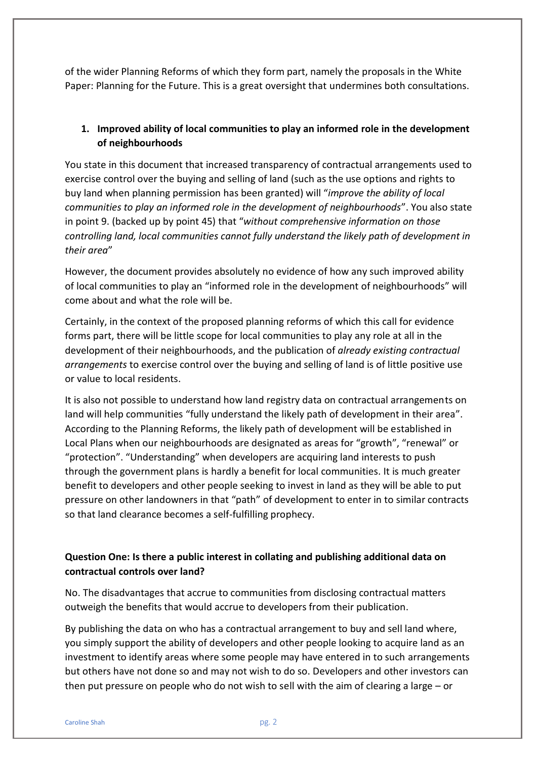of the wider Planning Reforms of which they form part, namely the proposals in the White Paper: Planning for the Future. This is a great oversight that undermines both consultations.

1. **Improved ability of local communities to play an informed role in the development of neighbourhoods**

You state in this document that increased transparency of contractual arrangements used to exercise control over the buying and selling of land (such as the use options and rights to buy land when planning permission has been granted) will "*improve the ability of local communities to play an informed role in the development of neighbourhoods*". You also state in point 9. (backed up by point 45) that "*without comprehensive information on those controlling land, local communities cannot fully understand the likely path of development in their area*"

However, the document provides absolutely no evidence of how any such improved ability of local communities to play an "informed role in the development of neighbourhoods" will come about and what the role will be.

Certainly, in the context of the proposed planning reforms of which this call for evidence forms part, there will be little scope for local communities to play any role at all in the development of their neighbourhoods, and the publication of *already existing contractual arrangements* to exercise control over the buying and selling of land is of little positive use or value to local residents.

It is also not possible to understand how land registry data on contractual arrangements on land will help communities "fully understand the likely path of development in their area". According to the Planning Reforms, the likely path of development will be established in Local Plans when our neighbourhoods are designated as areas for "growth", "renewal" or "protection". "Understanding" when developers are acquiring land interests to push through the government plans is hardly a benefit for local communities. It is much greater benefit to developers and other people seeking to invest in land as they will be able to put pressure on other landowners in that "path" of development to enter in to similar contracts so that land clearance becomes a self-fulfilling prophecy.

**Question One: Is there a public interest in collating and publishing additional data on contractual controls over land?**

No. The disadvantages that accrue to communities from disclosing contractual matters outweigh the benefits that would accrue to developers from their publication.

By publishing the data on who has a contractual arrangement to buy and sell land where, you simply support the ability of developers and other people looking to acquire land as an investment to identify areas where some people may have entered in to such arrangements but others have not done so and may not wish to do so. Developers and other investors can then put pressure on people who do not wish to sell with the aim of clearing a large – or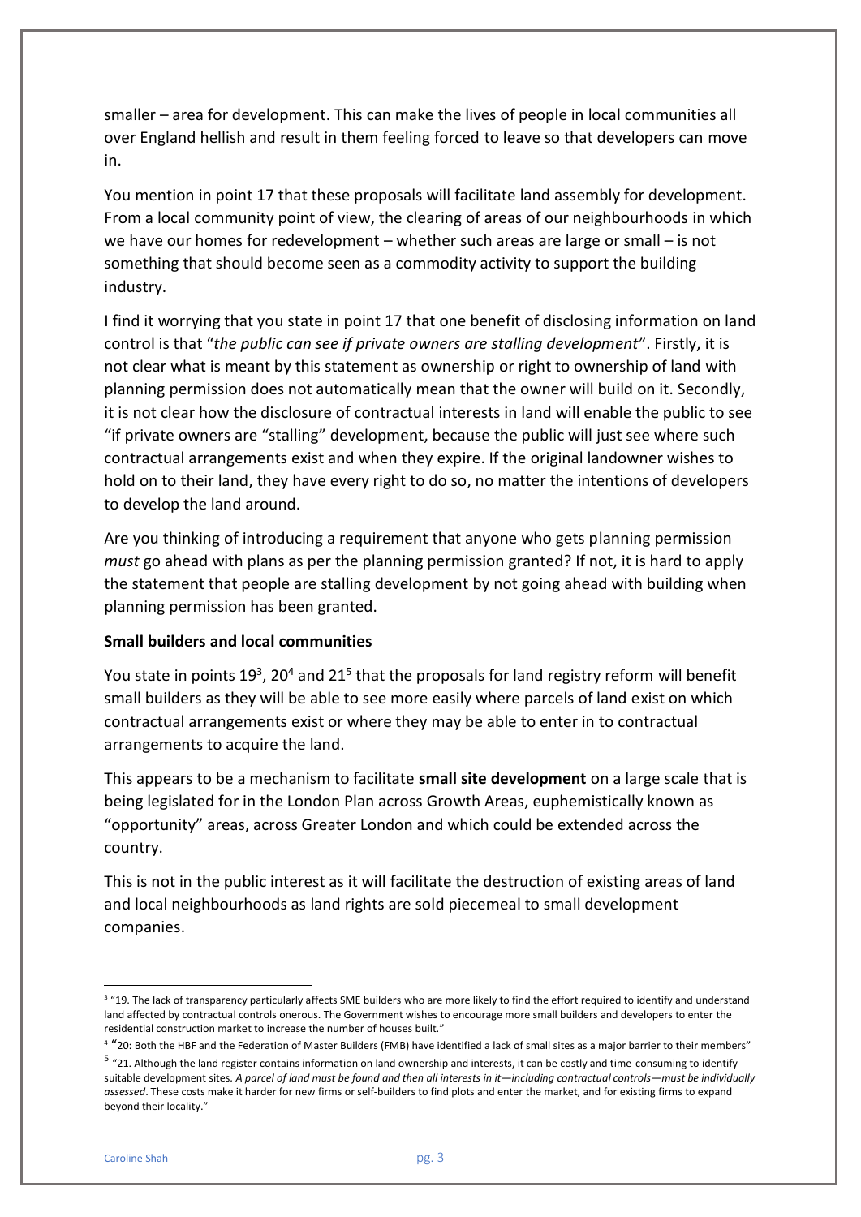smaller – area for development. This can make the lives of people in local communities all over England hellish and result in them feeling forced to leave so that developers can move in.

You mention in point 17 that these proposals will facilitate land assembly for development. From a local community point of view, the clearing of areas of our neighbourhoods in which we have our homes for redevelopment – whether such areas are large or small – is not something that should become seen as a commodity activity to support the building industry.

I find it worrying that you state in point 17 that one benefit of disclosing information on land control is that "*the public can see if private owners are stalling development*". Firstly, it is not clear what is meant by this statement as ownership or right to ownership of land with planning permission does not automatically mean that the owner will build on it. Secondly, it is not clear how the disclosure of contractual interests in land will enable the public to see "if private owners are "stalling" development, because the public will just see where such contractual arrangements exist and when they expire. If the original landowner wishes to hold on to their land, they have every right to do so, no matter the intentions of developers to develop the land around.

Are you thinking of introducing a requirement that anyone who gets planning permission *must* go ahead with plans as per the planning permission granted? If not, it is hard to apply the statement that people are stalling development by not going ahead with building when planning permission has been granted.

**Small builders and local communities**

You state in points 19[3], 20[4] and 21[5] that the proposals for land registry reform will benefit small builders as they will be able to see more easily where parcels of land exist on which contractual arrangements exist or where they may be able to enter in to contractual arrangements to acquire the land.

This appears to be a mechanism to facilitate **small site development** on a large scale that is being legislated for in the London Plan across Growth Areas, euphemistically known as "opportunity" areas, across Greater London and which could be extended across the country.

This is not in the public interest as it will facilitate the destruction of existing areas of land and local neighbourhoods as land rights are sold piecemeal to small development companies.

---

[3] "19. The lack of transparency particularly affects SME builders who are more likely to find the effort required to identify and understand land affected by contractual controls onerous. The Government wishes to encourage more small builders and developers to enter the residential construction market to increase the number of houses built."

[4] "20: Both the HBF and the Federation of Master Builders (FMB) have identified a lack of small sites as a major barrier to their members"

[5] "21. Although the land register contains information on land ownership and interests, it can be costly and time-consuming to identify suitable development sites. *A parcel of land must be found and then all interests in it—including contractual controls—must be individually assessed*. These costs make it harder for new firms or self-builders to find plots and enter the market, and for existing firms to expand beyond their locality."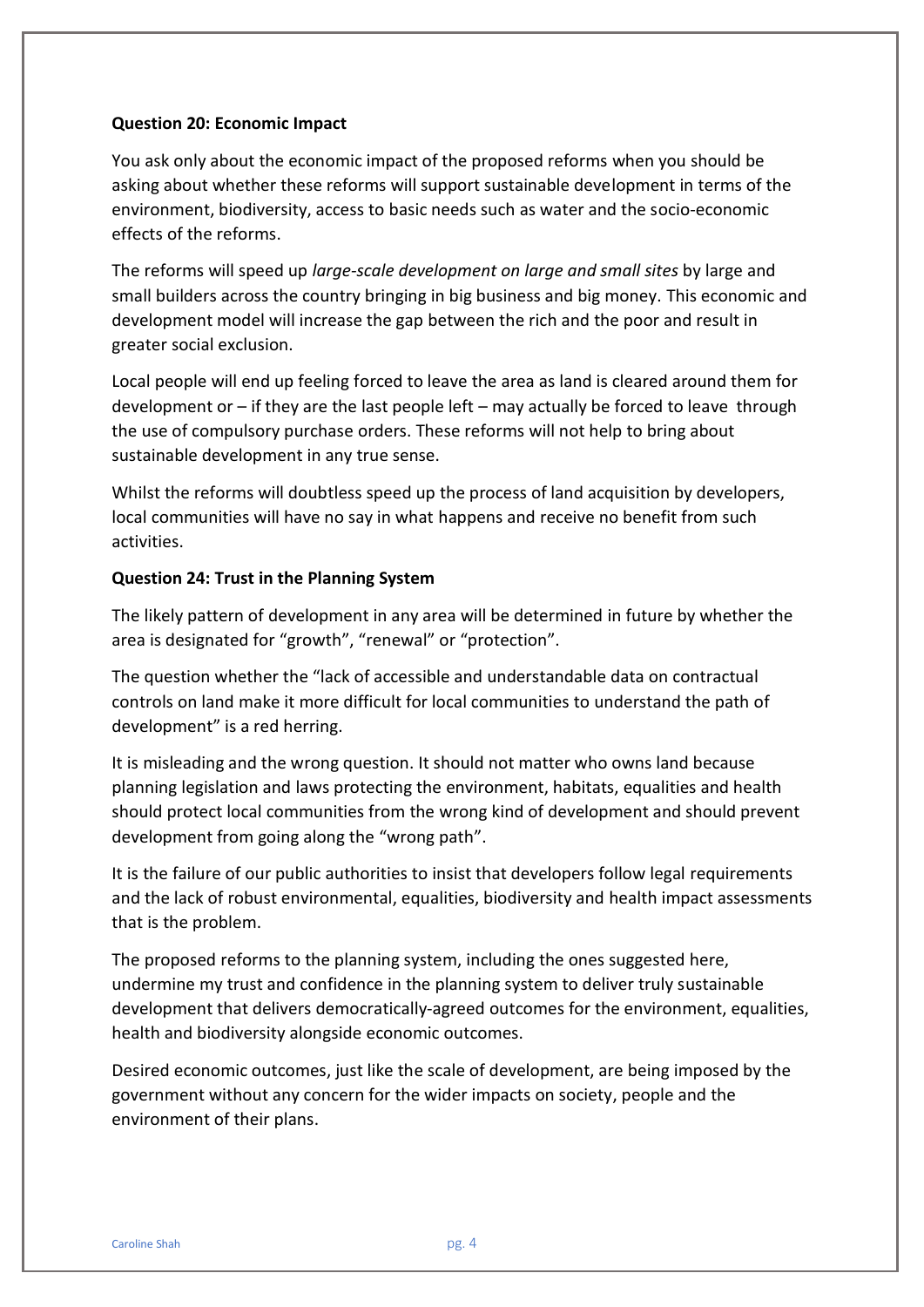**Question 20: Economic Impact**

You ask only about the economic impact of the proposed reforms when you should be asking about whether these reforms will support sustainable development in terms of the environment, biodiversity, access to basic needs such as water and the socio-economic effects of the reforms.

The reforms will speed up *large-scale development on large and small sites* by large and small builders across the country bringing in big business and big money. This economic and development model will increase the gap between the rich and the poor and result in greater social exclusion.

Local people will end up feeling forced to leave the area as land is cleared around them for development or – if they are the last people left – may actually be forced to leave through the use of compulsory purchase orders. These reforms will not help to bring about sustainable development in any true sense.

Whilst the reforms will doubtless speed up the process of land acquisition by developers, local communities will have no say in what happens and receive no benefit from such activities.

**Question 24: Trust in the Planning System**

The likely pattern of development in any area will be determined in future by whether the area is designated for "growth", "renewal" or "protection".

The question whether the "lack of accessible and understandable data on contractual controls on land make it more difficult for local communities to understand the path of development" is a red herring.

It is misleading and the wrong question. It should not matter who owns land because planning legislation and laws protecting the environment, habitats, equalities and health should protect local communities from the wrong kind of development and should prevent development from going along the "wrong path".

It is the failure of our public authorities to insist that developers follow legal requirements and the lack of robust environmental, equalities, biodiversity and health impact assessments that is the problem.

The proposed reforms to the planning system, including the ones suggested here, undermine my trust and confidence in the planning system to deliver truly sustainable development that delivers democratically-agreed outcomes for the environment, equalities, health and biodiversity alongside economic outcomes.

Desired economic outcomes, just like the scale of development, are being imposed by the government without any concern for the wider impacts on society, people and the environment of their plans.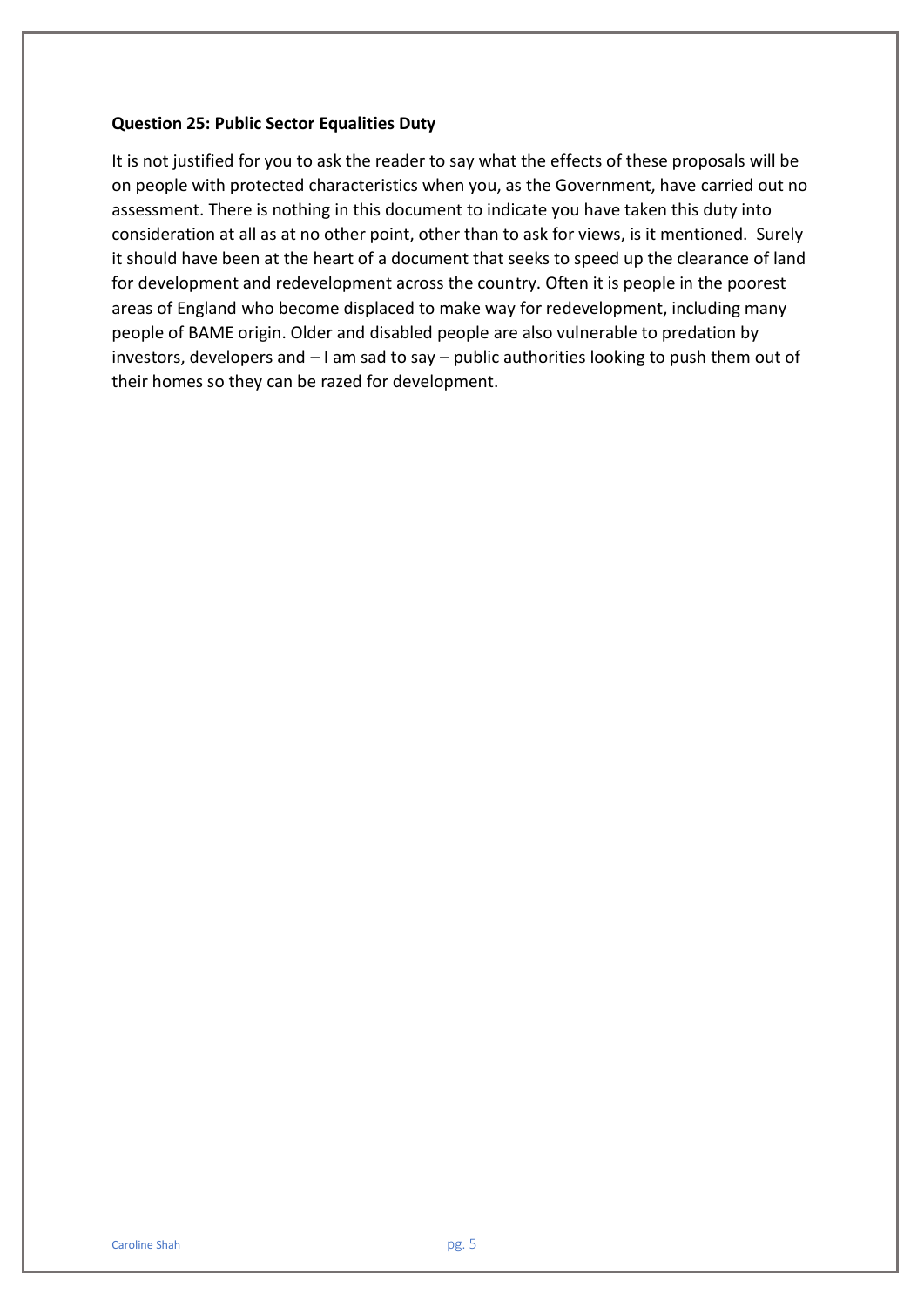**Question 25: Public Sector Equalities Duty**

It is not justified for you to ask the reader to say what the effects of these proposals will be on people with protected characteristics when you, as the Government, have carried out no assessment. There is nothing in this document to indicate you have taken this duty into consideration at all as at no other point, other than to ask for views, is it mentioned. Surely it should have been at the heart of a document that seeks to speed up the clearance of land for development and redevelopment across the country. Often it is people in the poorest areas of England who become displaced to make way for redevelopment, including many people of BAME origin. Older and disabled people are also vulnerable to predation by investors, developers and – I am sad to say – public authorities looking to push them out of their homes so they can be razed for development.